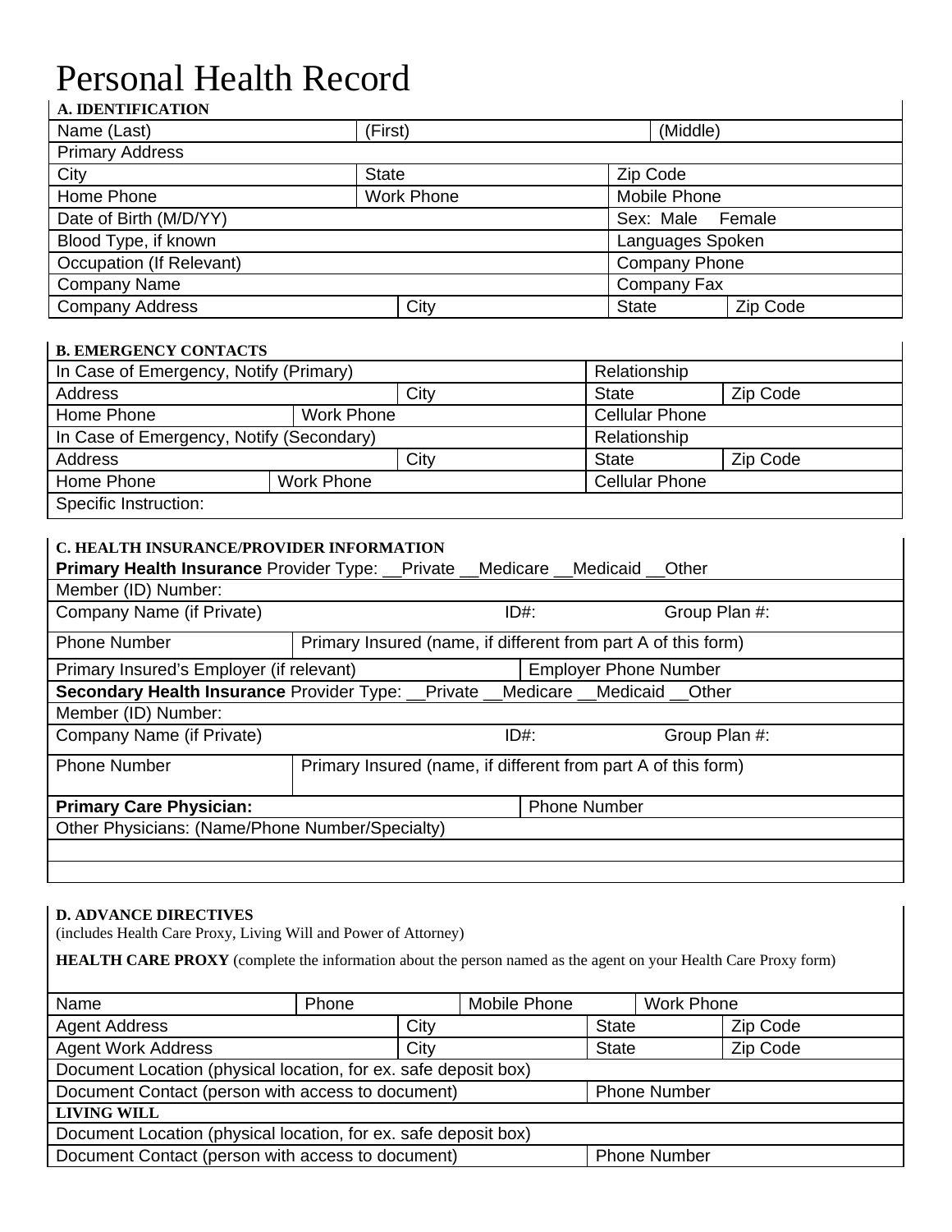# Personal Health Record

**A. IDENTIFICATION**

| Name (Last) | (First) | | (Middle) |
|---|---|---|---|
| Primary Address | | | |
| City | State | Zip Code | |
| Home Phone | Work Phone | Mobile Phone | |
| Date of Birth (M/D/YY) | | Sex: Male Female | |
| Blood Type, if known | | Languages Spoken | |
| Occupation (If Relevant) | | Company Phone | |
| Company Name | | Company Fax | |
| Company Address | City | State | Zip Code |

**B. EMERGENCY CONTACTS**

| In Case of Emergency, Notify (Primary) | | | Relationship | |
|---|---|---|---|---|
| Address | | City | State | Zip Code |
| Home Phone | Work Phone | | Cellular Phone | |
| In Case of Emergency, Notify (Secondary) | | | Relationship | |
| Address | | City | State | Zip Code |
| Home Phone | Work Phone | | Cellular Phone | |
| Specific Instruction: | | | | |

**C. HEALTH INSURANCE/PROVIDER INFORMATION**

| **Primary Health Insurance** Provider Type: __Private __Medicare __Medicaid __Other | | | |
|---|---|---|---|
| Member (ID) Number: | | | |
| Company Name (if Private) | | ID#: | Group Plan #: |
| Phone Number | Primary Insured (name, if different from part A of this form) | | |
| Primary Insured's Employer (if relevant) | | Employer Phone Number | |
| **Secondary Health Insurance** Provider Type: __Private __Medicare __Medicaid __Other | | | |
| Member (ID) Number: | | | |
| Company Name (if Private) | | ID#: | Group Plan #: |
| Phone Number | Primary Insured (name, if different from part A of this form) | | |
| **Primary Care Physician:** | | Phone Number | |
| Other Physicians: (Name/Phone Number/Specialty) | | | |
| | | | |
| | | | |

**D. ADVANCE DIRECTIVES**
(includes Health Care Proxy, Living Will and Power of Attorney)

**HEALTH CARE PROXY** (complete the information about the person named as the agent on your Health Care Proxy form)

| Name | Phone | Mobile Phone | Work Phone | |
|---|---|---|---|---|
| Agent Address | City | | State | Zip Code |
| Agent Work Address | City | | State | Zip Code |
| Document Location (physical location, for ex. safe deposit box) | | | | |
| Document Contact (person with access to document) | | | Phone Number | |
| **LIVING WILL** | | | | |
| Document Location (physical location, for ex. safe deposit box) | | | | |
| Document Contact (person with access to document) | | | Phone Number | |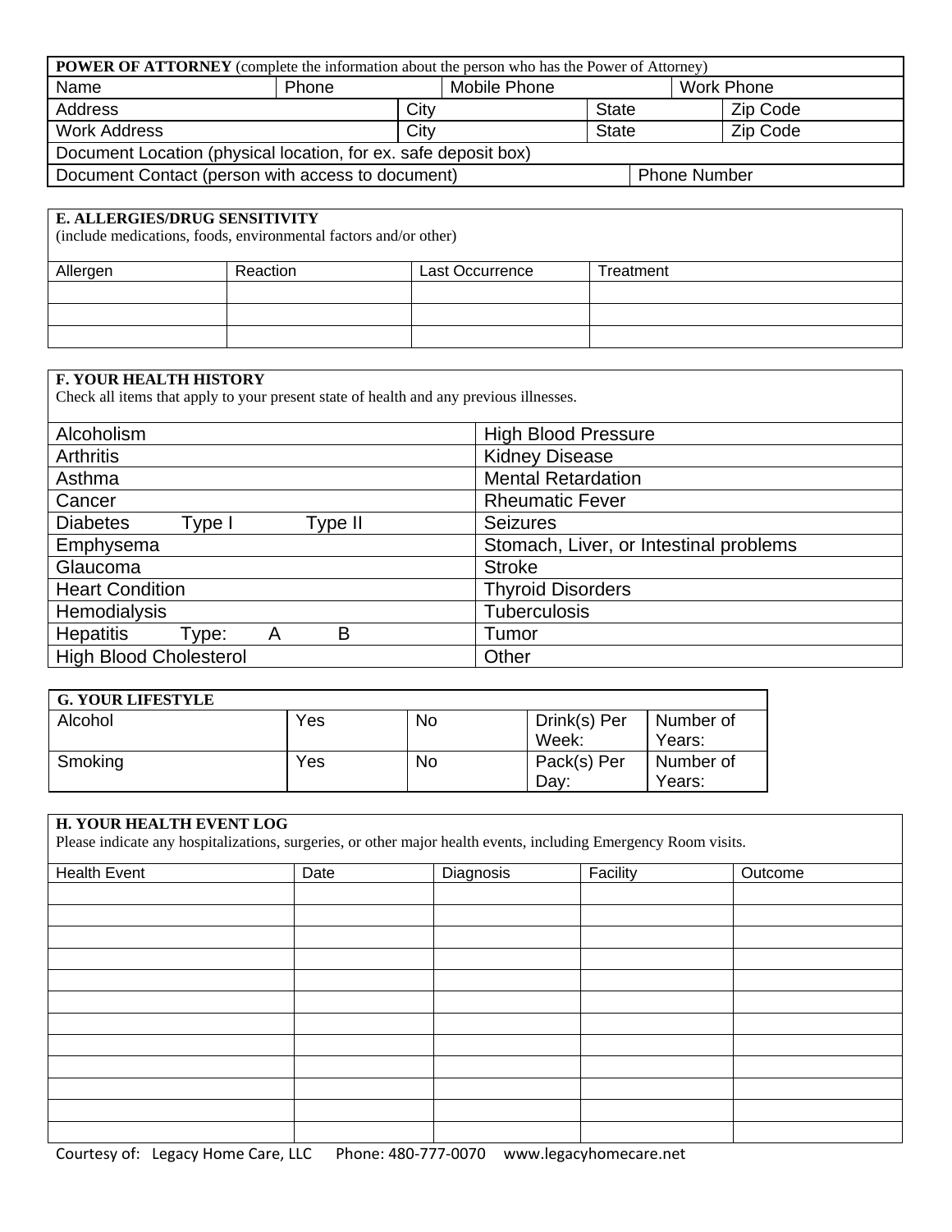**POWER OF ATTORNEY** (complete the information about the person who has the Power of Attorney)

| | | | | | |
|---|---|---|---|---|---|
| Name | Phone | | Mobile Phone | | Work Phone |
| Address | | City | | State | Zip Code |
| Work Address | | City | | State | Zip Code |
| Document Location (physical location, for ex. safe deposit box) | | | | | |
| Document Contact (person with access to document) | | | | Phone Number | |

**E. ALLERGIES/DRUG SENSITIVITY**
(include medications, foods, environmental factors and/or other)

| Allergen | Reaction | Last Occurrence | Treatment |
|---|---|---|---|
| | | | |
| | | | |
| | | | |

**F. YOUR HEALTH HISTORY**
Check all items that apply to your present state of health and any previous illnesses.

| | |
|---|---|
| Alcoholism | High Blood Pressure |
| Arthritis | Kidney Disease |
| Asthma | Mental Retardation |
| Cancer | Rheumatic Fever |
| Diabetes Type I Type II | Seizures |
| Emphysema | Stomach, Liver, or Intestinal problems |
| Glaucoma | Stroke |
| Heart Condition | Thyroid Disorders |
| Hemodialysis | Tuberculosis |
| Hepatitis Type: A B | Tumor |
| High Blood Cholesterol | Other |

**G. YOUR LIFESTYLE**

| | | | | |
|---|---|---|---|---|
| Alcohol | Yes | No | Drink(s) Per Week: | Number of Years: |
| Smoking | Yes | No | Pack(s) Per Day: | Number of Years: |

**H. YOUR HEALTH EVENT LOG**
Please indicate any hospitalizations, surgeries, or other major health events, including Emergency Room visits.

| Health Event | Date | Diagnosis | Facility | Outcome |
|---|---|---|---|---|
| | | | | |
| | | | | |
| | | | | |
| | | | | |
| | | | | |
| | | | | |
| | | | | |
| | | | | |
| | | | | |
| | | | | |
| | | | | |
| | | | | |

Courtesy of: Legacy Home Care, LLC Phone: 480-777-0070 www.legacyhomecare.net